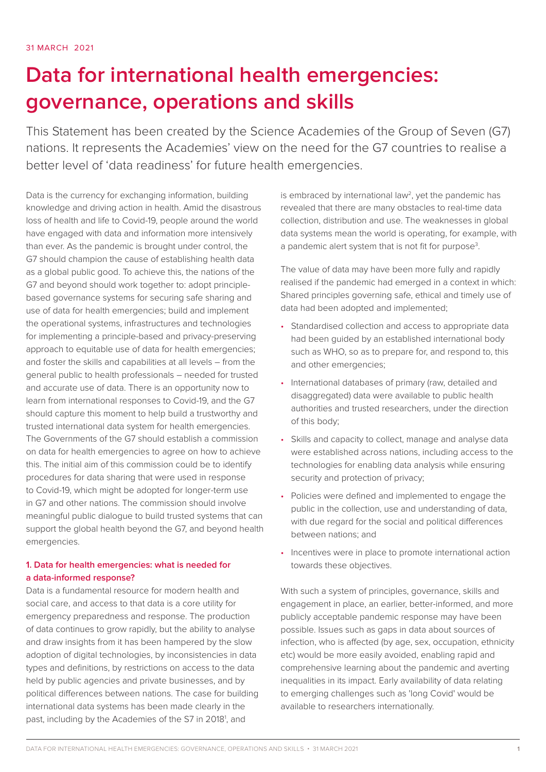31 MARCH 2021

# Data for international health emergencies: governance, operations and skills

This Statement has been created by the Science Academies of the Group of Seven (G7) nations. It represents the Academies' view on the need for the G7 countries to realise a better level of 'data readiness' for future health emergencies.

Data is the currency for exchanging information, building knowledge and driving action in health. Amid the disastrous loss of health and life to Covid-19, people around the world have engaged with data and information more intensively than ever. As the pandemic is brought under control, the G7 should champion the cause of establishing health data as a global public good. To achieve this, the nations of the G7 and beyond should work together to: adopt principle-based governance systems for securing safe sharing and use of data for health emergencies; build and implement the operational systems, infrastructures and technologies for implementing a principle-based and privacy-preserving approach to equitable use of data for health emergencies; and foster the skills and capabilities at all levels – from the general public to health professionals – needed for trusted and accurate use of data. There is an opportunity now to learn from international responses to Covid-19, and the G7 should capture this moment to help build a trustworthy and trusted international data system for health emergencies. The Governments of the G7 should establish a commission on data for health emergencies to agree on how to achieve this. The initial aim of this commission could be to identify procedures for data sharing that were used in response to Covid-19, which might be adopted for longer-term use in G7 and other nations. The commission should involve meaningful public dialogue to build trusted systems that can support the global health beyond the G7, and beyond health emergencies.

## 1. Data for health emergencies: what is needed for a data-informed response?

Data is a fundamental resource for modern health and social care, and access to that data is a core utility for emergency preparedness and response. The production of data continues to grow rapidly, but the ability to analyse and draw insights from it has been hampered by the slow adoption of digital technologies, by inconsistencies in data types and definitions, by restrictions on access to the data held by public agencies and private businesses, and by political differences between nations. The case for building international data systems has been made clearly in the past, including by the Academies of the S7 in 2018[1], and is embraced by international law[2], yet the pandemic has revealed that there are many obstacles to real-time data collection, distribution and use. The weaknesses in global data systems mean the world is operating, for example, with a pandemic alert system that is not fit for purpose[3].

The value of data may have been more fully and rapidly realised if the pandemic had emerged in a context in which: Shared principles governing safe, ethical and timely use of data had been adopted and implemented;

- Standardised collection and access to appropriate data had been guided by an established international body such as WHO, so as to prepare for, and respond to, this and other emergencies;
- International databases of primary (raw, detailed and disaggregated) data were available to public health authorities and trusted researchers, under the direction of this body;
- Skills and capacity to collect, manage and analyse data were established across nations, including access to the technologies for enabling data analysis while ensuring security and protection of privacy;
- Policies were defined and implemented to engage the public in the collection, use and understanding of data, with due regard for the social and political differences between nations; and
- Incentives were in place to promote international action towards these objectives.

With such a system of principles, governance, skills and engagement in place, an earlier, better-informed, and more publicly acceptable pandemic response may have been possible. Issues such as gaps in data about sources of infection, who is affected (by age, sex, occupation, ethnicity etc) would be more easily avoided, enabling rapid and comprehensive learning about the pandemic and averting inequalities in its impact. Early availability of data relating to emerging challenges such as 'long Covid' would be available to researchers internationally.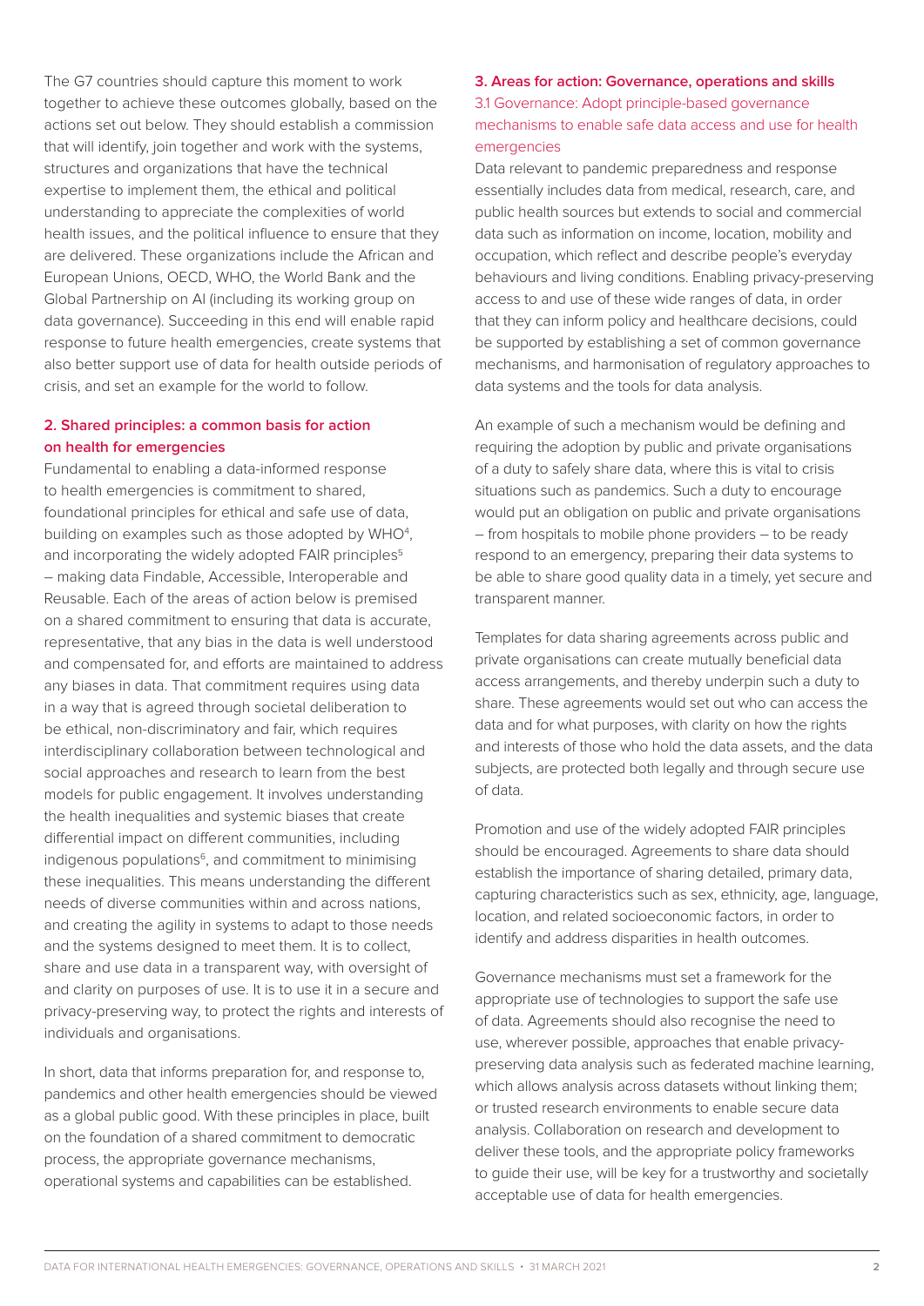The G7 countries should capture this moment to work together to achieve these outcomes globally, based on the actions set out below. They should establish a commission that will identify, join together and work with the systems, structures and organizations that have the technical expertise to implement them, the ethical and political understanding to appreciate the complexities of world health issues, and the political influence to ensure that they are delivered. These organizations include the African and European Unions, OECD, WHO, the World Bank and the Global Partnership on AI (including its working group on data governance). Succeeding in this end will enable rapid response to future health emergencies, create systems that also better support use of data for health outside periods of crisis, and set an example for the world to follow.

## 2. Shared principles: a common basis for action on health for emergencies

Fundamental to enabling a data-informed response to health emergencies is commitment to shared, foundational principles for ethical and safe use of data, building on examples such as those adopted by WHO[4], and incorporating the widely adopted FAIR principles[5] – making data Findable, Accessible, Interoperable and Reusable. Each of the areas of action below is premised on a shared commitment to ensuring that data is accurate, representative, that any bias in the data is well understood and compensated for, and efforts are maintained to address any biases in data. That commitment requires using data in a way that is agreed through societal deliberation to be ethical, non-discriminatory and fair, which requires interdisciplinary collaboration between technological and social approaches and research to learn from the best models for public engagement. It involves understanding the health inequalities and systemic biases that create differential impact on different communities, including indigenous populations[6], and commitment to minimising these inequalities. This means understanding the different needs of diverse communities within and across nations, and creating the agility in systems to adapt to those needs and the systems designed to meet them. It is to collect, share and use data in a transparent way, with oversight of and clarity on purposes of use. It is to use it in a secure and privacy-preserving way, to protect the rights and interests of individuals and organisations.

In short, data that informs preparation for, and response to, pandemics and other health emergencies should be viewed as a global public good. With these principles in place, built on the foundation of a shared commitment to democratic process, the appropriate governance mechanisms, operational systems and capabilities can be established.

## 3. Areas for action: Governance, operations and skills

### 3.1 Governance: Adopt principle-based governance mechanisms to enable safe data access and use for health emergencies

Data relevant to pandemic preparedness and response essentially includes data from medical, research, care, and public health sources but extends to social and commercial data such as information on income, location, mobility and occupation, which reflect and describe people's everyday behaviours and living conditions. Enabling privacy-preserving access to and use of these wide ranges of data, in order that they can inform policy and healthcare decisions, could be supported by establishing a set of common governance mechanisms, and harmonisation of regulatory approaches to data systems and the tools for data analysis.

An example of such a mechanism would be defining and requiring the adoption by public and private organisations of a duty to safely share data, where this is vital to crisis situations such as pandemics. Such a duty to encourage would put an obligation on public and private organisations – from hospitals to mobile phone providers – to be ready respond to an emergency, preparing their data systems to be able to share good quality data in a timely, yet secure and transparent manner.

Templates for data sharing agreements across public and private organisations can create mutually beneficial data access arrangements, and thereby underpin such a duty to share. These agreements would set out who can access the data and for what purposes, with clarity on how the rights and interests of those who hold the data assets, and the data subjects, are protected both legally and through secure use of data.

Promotion and use of the widely adopted FAIR principles should be encouraged. Agreements to share data should establish the importance of sharing detailed, primary data, capturing characteristics such as sex, ethnicity, age, language, location, and related socioeconomic factors, in order to identify and address disparities in health outcomes.

Governance mechanisms must set a framework for the appropriate use of technologies to support the safe use of data. Agreements should also recognise the need to use, wherever possible, approaches that enable privacy-preserving data analysis such as federated machine learning, which allows analysis across datasets without linking them; or trusted research environments to enable secure data analysis. Collaboration on research and development to deliver these tools, and the appropriate policy frameworks to guide their use, will be key for a trustworthy and societally acceptable use of data for health emergencies.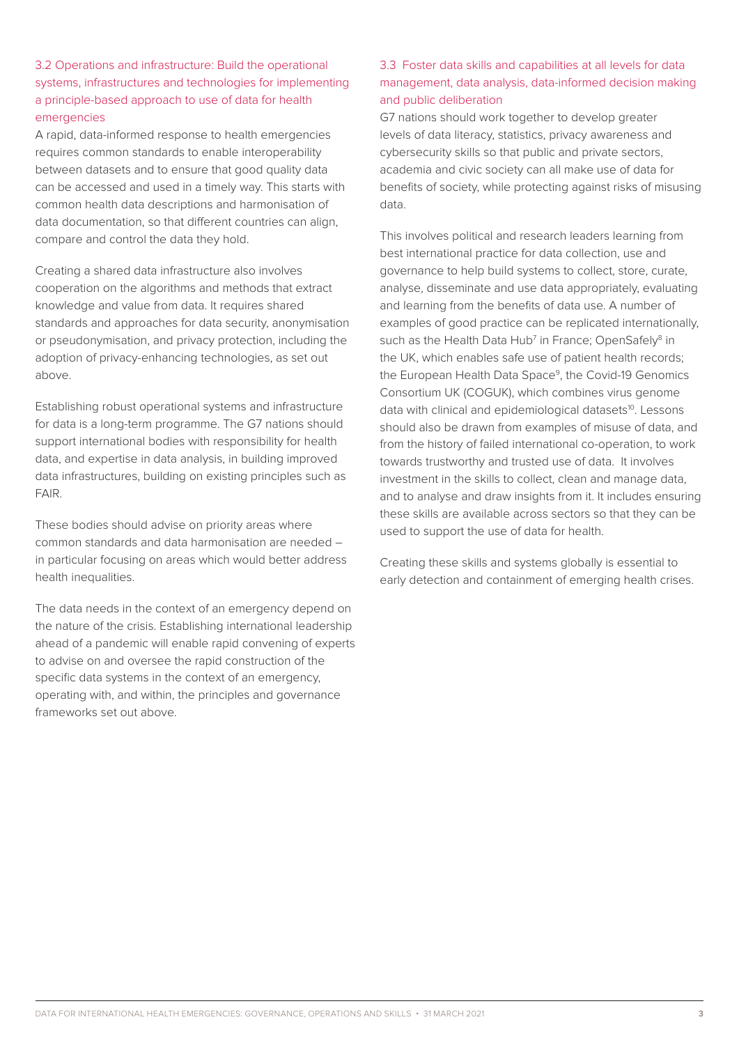### 3.2 Operations and infrastructure: Build the operational systems, infrastructures and technologies for implementing a principle-based approach to use of data for health emergencies

A rapid, data-informed response to health emergencies requires common standards to enable interoperability between datasets and to ensure that good quality data can be accessed and used in a timely way. This starts with common health data descriptions and harmonisation of data documentation, so that different countries can align, compare and control the data they hold.

Creating a shared data infrastructure also involves cooperation on the algorithms and methods that extract knowledge and value from data. It requires shared standards and approaches for data security, anonymisation or pseudonymisation, and privacy protection, including the adoption of privacy-enhancing technologies, as set out above.

Establishing robust operational systems and infrastructure for data is a long-term programme. The G7 nations should support international bodies with responsibility for health data, and expertise in data analysis, in building improved data infrastructures, building on existing principles such as FAIR.

These bodies should advise on priority areas where common standards and data harmonisation are needed – in particular focusing on areas which would better address health inequalities.

The data needs in the context of an emergency depend on the nature of the crisis. Establishing international leadership ahead of a pandemic will enable rapid convening of experts to advise on and oversee the rapid construction of the specific data systems in the context of an emergency, operating with, and within, the principles and governance frameworks set out above.

### 3.3 Foster data skills and capabilities at all levels for data management, data analysis, data-informed decision making and public deliberation

G7 nations should work together to develop greater levels of data literacy, statistics, privacy awareness and cybersecurity skills so that public and private sectors, academia and civic society can all make use of data for benefits of society, while protecting against risks of misusing data.

This involves political and research leaders learning from best international practice for data collection, use and governance to help build systems to collect, store, curate, analyse, disseminate and use data appropriately, evaluating and learning from the benefits of data use. A number of examples of good practice can be replicated internationally, such as the Health Data Hub[7] in France; OpenSafely[8] in the UK, which enables safe use of patient health records; the European Health Data Space[9], the Covid-19 Genomics Consortium UK (COGUK), which combines virus genome data with clinical and epidemiological datasets[10]. Lessons should also be drawn from examples of misuse of data, and from the history of failed international co-operation, to work towards trustworthy and trusted use of data. It involves investment in the skills to collect, clean and manage data, and to analyse and draw insights from it. It includes ensuring these skills are available across sectors so that they can be used to support the use of data for health.

Creating these skills and systems globally is essential to early detection and containment of emerging health crises.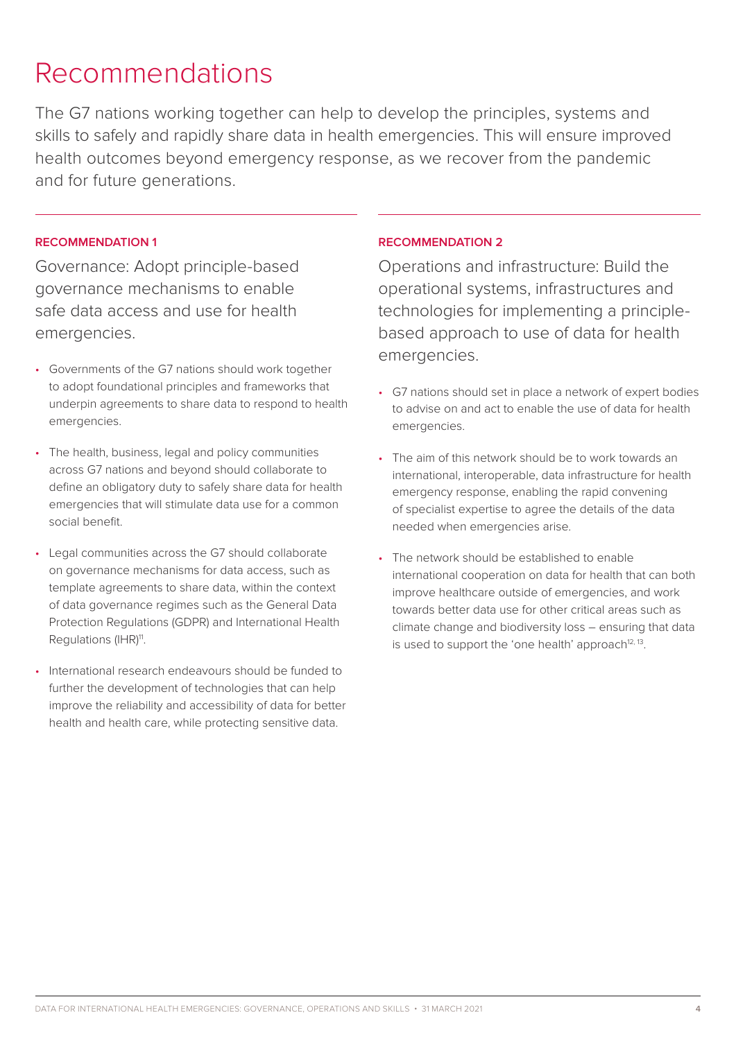# Recommendations

The G7 nations working together can help to develop the principles, systems and skills to safely and rapidly share data in health emergencies. This will ensure improved health outcomes beyond emergency response, as we recover from the pandemic and for future generations.

**RECOMMENDATION 1**

## Governance: Adopt principle-based governance mechanisms to enable safe data access and use for health emergencies.

- Governments of the G7 nations should work together to adopt foundational principles and frameworks that underpin agreements to share data to respond to health emergencies.
- The health, business, legal and policy communities across G7 nations and beyond should collaborate to define an obligatory duty to safely share data for health emergencies that will stimulate data use for a common social benefit.
- Legal communities across the G7 should collaborate on governance mechanisms for data access, such as template agreements to share data, within the context of data governance regimes such as the General Data Protection Regulations (GDPR) and International Health Regulations (IHR)[11].
- International research endeavours should be funded to further the development of technologies that can help improve the reliability and accessibility of data for better health and health care, while protecting sensitive data.

**RECOMMENDATION 2**

## Operations and infrastructure: Build the operational systems, infrastructures and technologies for implementing a principle-based approach to use of data for health emergencies.

- G7 nations should set in place a network of expert bodies to advise on and act to enable the use of data for health emergencies.
- The aim of this network should be to work towards an international, interoperable, data infrastructure for health emergency response, enabling the rapid convening of specialist expertise to agree the details of the data needed when emergencies arise.
- The network should be established to enable international cooperation on data for health that can both improve healthcare outside of emergencies, and work towards better data use for other critical areas such as climate change and biodiversity loss – ensuring that data is used to support the 'one health' approach[12, 13].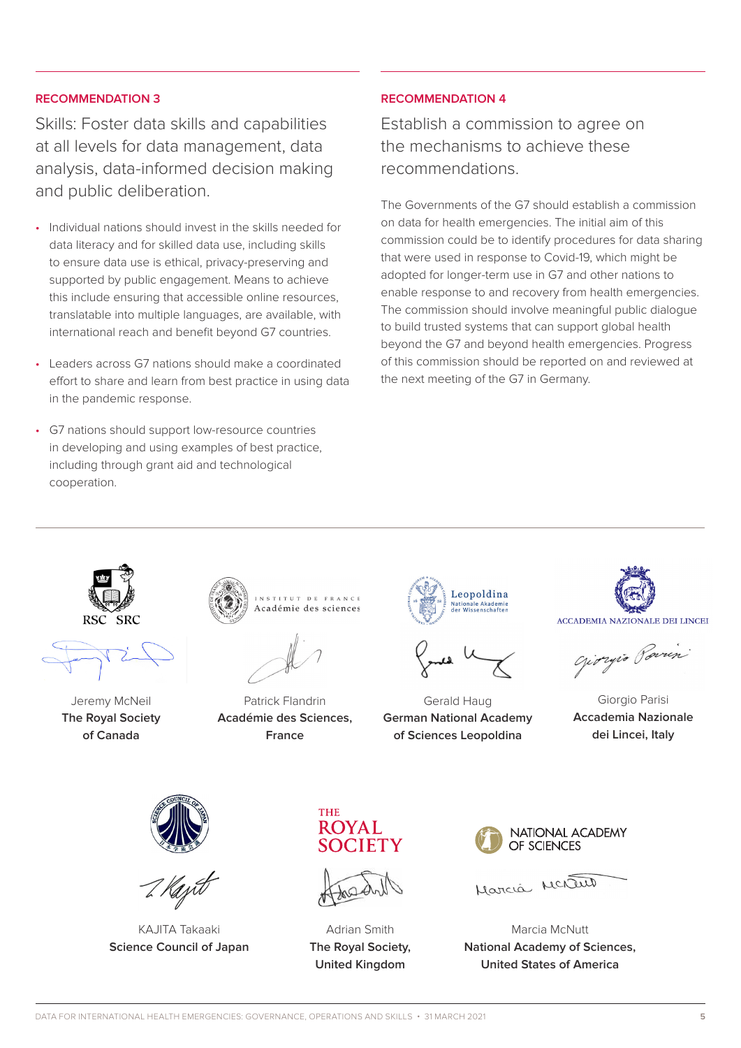## RECOMMENDATION 3

### Skills: Foster data skills and capabilities at all levels for data management, data analysis, data-informed decision making and public deliberation.

- Individual nations should invest in the skills needed for data literacy and for skilled data use, including skills to ensure data use is ethical, privacy-preserving and supported by public engagement. Means to achieve this include ensuring that accessible online resources, translatable into multiple languages, are available, with international reach and benefit beyond G7 countries.
- Leaders across G7 nations should make a coordinated effort to share and learn from best practice in using data in the pandemic response.
- G7 nations should support low-resource countries in developing and using examples of best practice, including through grant aid and technological cooperation.

## RECOMMENDATION 4

### Establish a commission to agree on the mechanisms to achieve these recommendations.

The Governments of the G7 should establish a commission on data for health emergencies. The initial aim of this commission could be to identify procedures for data sharing that were used in response to Covid-19, which might be adopted for longer-term use in G7 and other nations to enable response to and recovery from health emergencies. The commission should involve meaningful public dialogue to build trusted systems that can support global health beyond the G7 and beyond health emergencies. Progress of this commission should be reported on and reviewed at the next meeting of the G7 in Germany.

RSC SRC

Jeremy McNeil
**The Royal Society of Canada**

INSTITUT DE FRANCE
Académie des sciences

Patrick Flandrin
**Académie des Sciences, France**

Leopoldina
Nationale Akademie der Wissenschaften

Gerald Haug
**German National Academy of Sciences Leopoldina**

ACCADEMIA NAZIONALE DEI LINCEI

Giorgio Parisi
**Accademia Nazionale dei Lincei, Italy**

KAJITA Takaaki
**Science Council of Japan**

THE ROYAL SOCIETY

Adrian Smith
**The Royal Society, United Kingdom**

NATIONAL ACADEMY OF SCIENCES

Marcia McNutt
**National Academy of Sciences, United States of America**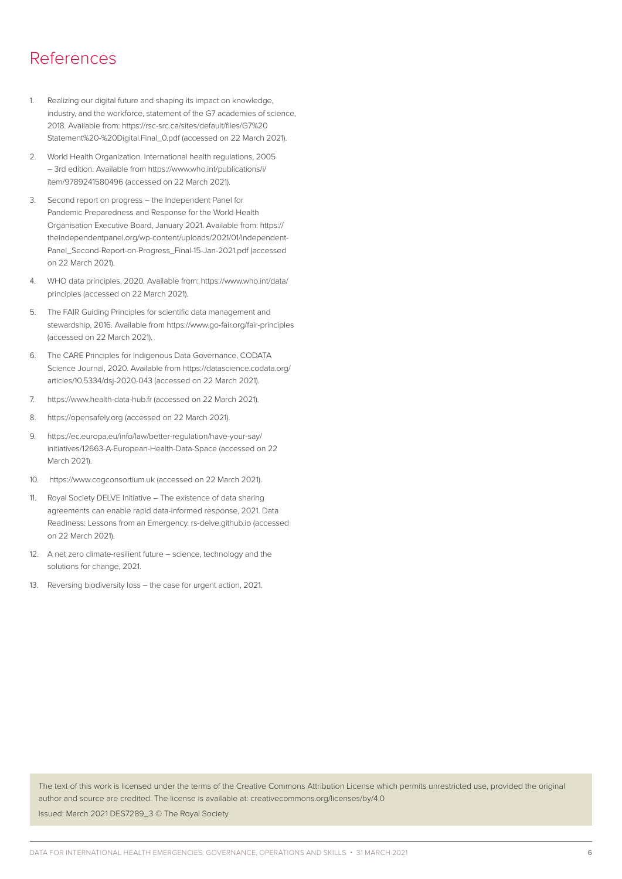# References

1. Realizing our digital future and shaping its impact on knowledge, industry, and the workforce, statement of the G7 academies of science, 2018. Available from: https://rsc-src.ca/sites/default/files/G7%20Statement%20-%20Digital.Final_0.pdf (accessed on 22 March 2021).
2. World Health Organization. International health regulations, 2005 – 3rd edition. Available from https://www.who.int/publications/i/item/9789241580496 (accessed on 22 March 2021).
3. Second report on progress – the Independent Panel for Pandemic Preparedness and Response for the World Health Organisation Executive Board, January 2021. Available from: https://theindependentpanel.org/wp-content/uploads/2021/01/Independent-Panel_Second-Report-on-Progress_Final-15-Jan-2021.pdf (accessed on 22 March 2021).
4. WHO data principles, 2020. Available from: https://www.who.int/data/principles (accessed on 22 March 2021).
5. The FAIR Guiding Principles for scientific data management and stewardship, 2016. Available from https://www.go-fair.org/fair-principles (accessed on 22 March 2021).
6. The CARE Principles for Indigenous Data Governance, CODATA Science Journal, 2020. Available from https://datascience.codata.org/articles/10.5334/dsj-2020-043 (accessed on 22 March 2021).
7. https://www.health-data-hub.fr (accessed on 22 March 2021).
8. https://opensafely.org (accessed on 22 March 2021).
9. https://ec.europa.eu/info/law/better-regulation/have-your-say/initiatives/12663-A-European-Health-Data-Space (accessed on 22 March 2021).
10. https://www.cogconsortium.uk (accessed on 22 March 2021).
11. Royal Society DELVE Initiative – The existence of data sharing agreements can enable rapid data-informed response, 2021. Data Readiness: Lessons from an Emergency. rs-delve.github.io (accessed on 22 March 2021).
12. A net zero climate-resilient future – science, technology and the solutions for change, 2021.
13. Reversing biodiversity loss – the case for urgent action, 2021.

The text of this work is licensed under the terms of the Creative Commons Attribution License which permits unrestricted use, provided the original author and source are credited. The license is available at: creativecommons.org/licenses/by/4.0

Issued: March 2021 DES7289_3 © The Royal Society